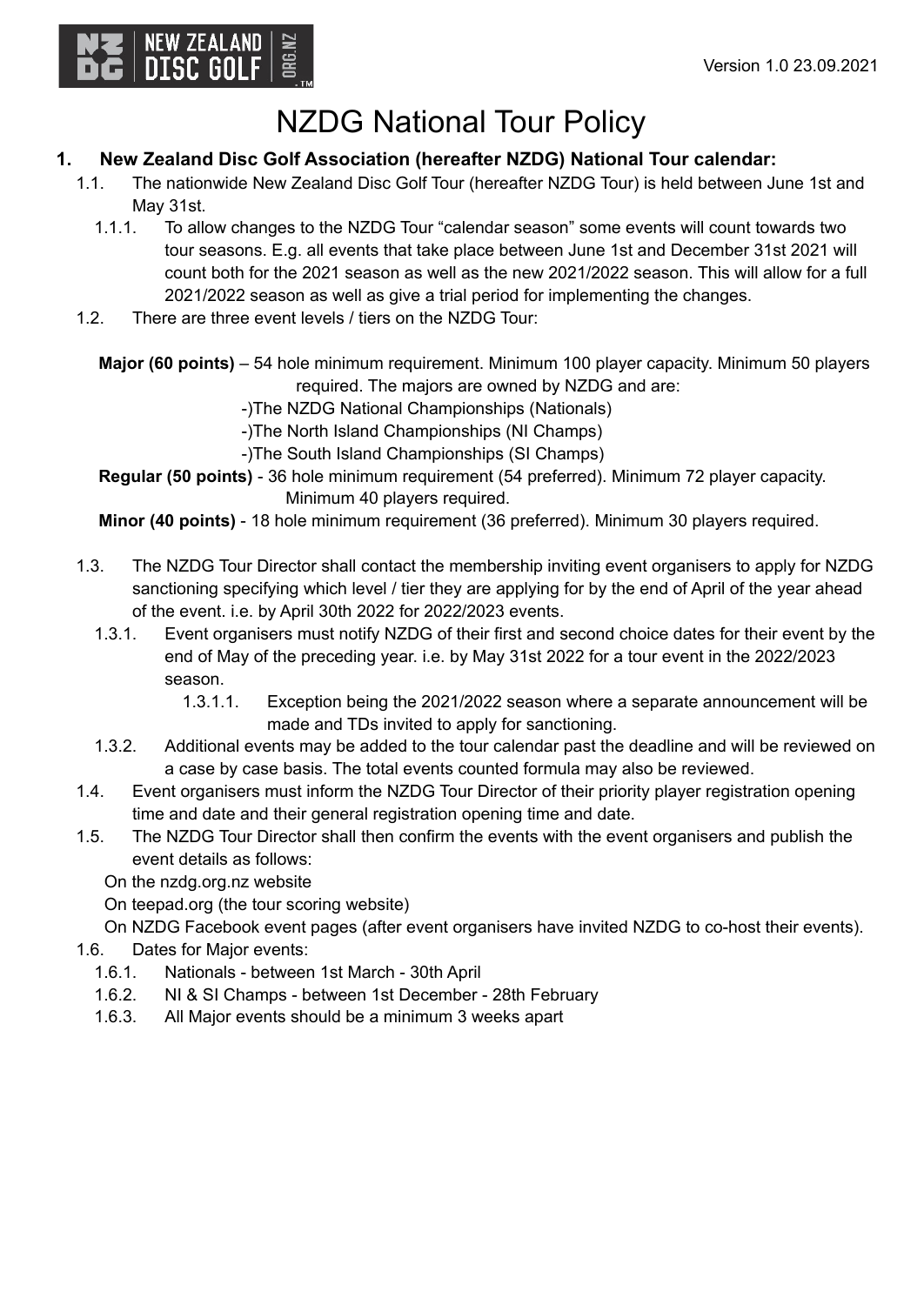Version 1.0 23.09.2021

# NZDG National Tour Policy

## 1. New Zealand Disc Golf Association (hereafter NZDG) National Tour calendar:

1.1. The nationwide New Zealand Disc Golf Tour (hereafter NZDG Tour) is held between June 1st and May 31st.

1.1.1. To allow changes to the NZDG Tour "calendar season" some events will count towards two tour seasons. E.g. all events that take place between June 1st and December 31st 2021 will count both for the 2021 season as well as the new 2021/2022 season. This will allow for a full 2021/2022 season as well as give a trial period for implementing the changes.

1.2. There are three event levels / tiers on the NZDG Tour:

**Major (60 points)** – 54 hole minimum requirement. Minimum 100 player capacity. Minimum 50 players required. The majors are owned by NZDG and are:

-)The NZDG National Championships (Nationals)

-)The North Island Championships (NI Champs)

-)The South Island Championships (SI Champs)

**Regular (50 points)** - 36 hole minimum requirement (54 preferred). Minimum 72 player capacity. Minimum 40 players required.

**Minor (40 points)** - 18 hole minimum requirement (36 preferred). Minimum 30 players required.

1.3. The NZDG Tour Director shall contact the membership inviting event organisers to apply for NZDG sanctioning specifying which level / tier they are applying for by the end of April of the year ahead of the event. i.e. by April 30th 2022 for 2022/2023 events.

1.3.1. Event organisers must notify NZDG of their first and second choice dates for their event by the end of May of the preceding year. i.e. by May 31st 2022 for a tour event in the 2022/2023 season.

1.3.1.1. Exception being the 2021/2022 season where a separate announcement will be made and TDs invited to apply for sanctioning.

1.3.2. Additional events may be added to the tour calendar past the deadline and will be reviewed on a case by case basis. The total events counted formula may also be reviewed.

1.4. Event organisers must inform the NZDG Tour Director of their priority player registration opening time and date and their general registration opening time and date.

1.5. The NZDG Tour Director shall then confirm the events with the event organisers and publish the event details as follows:

On the nzdg.org.nz website

On teepad.org (the tour scoring website)

On NZDG Facebook event pages (after event organisers have invited NZDG to co-host their events).

1.6. Dates for Major events:

1.6.1. Nationals - between 1st March - 30th April

1.6.2. NI & SI Champs - between 1st December - 28th February

1.6.3. All Major events should be a minimum 3 weeks apart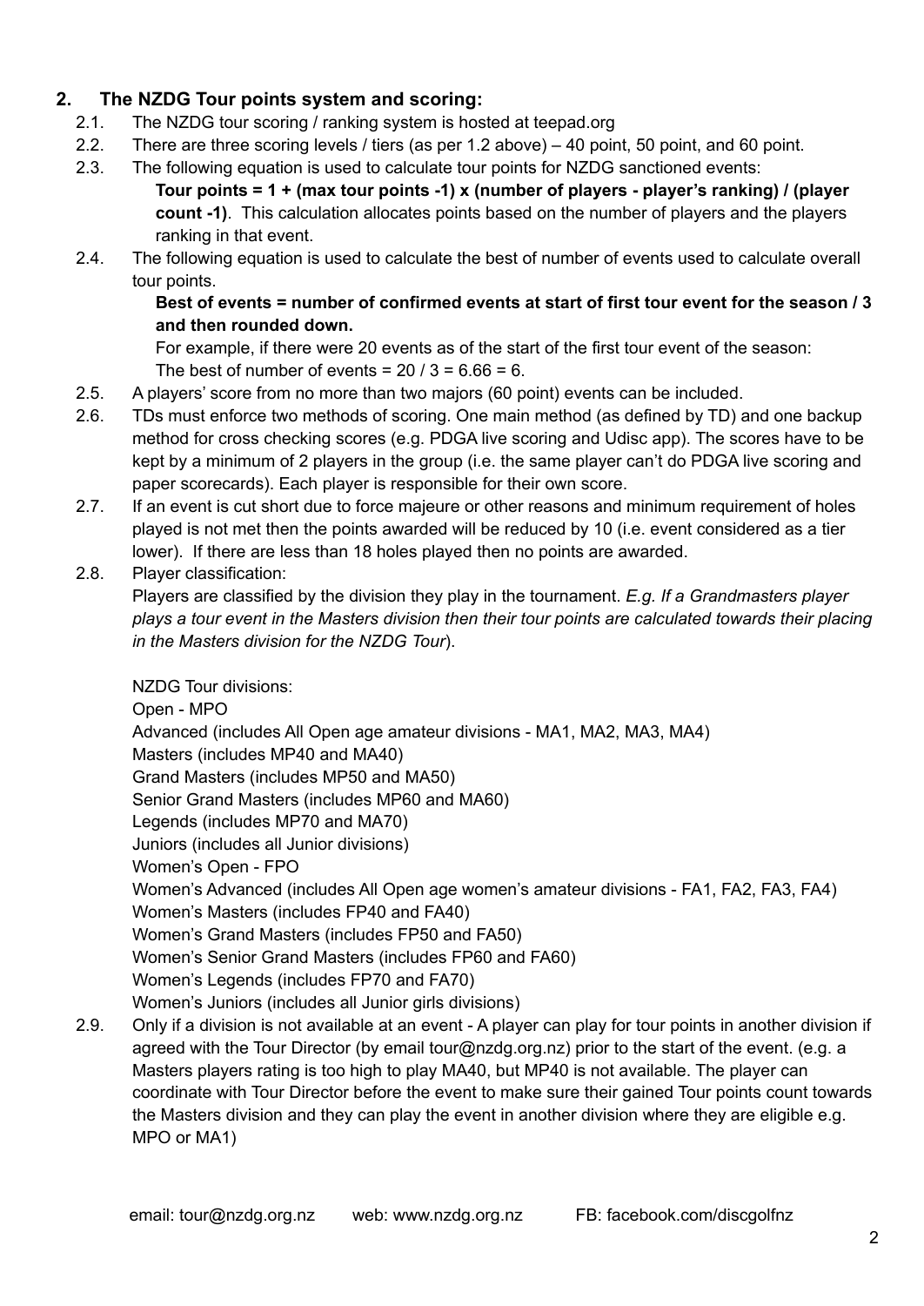## 2. The NZDG Tour points system and scoring:

2.1. The NZDG tour scoring / ranking system is hosted at teepad.org

2.2. There are three scoring levels / tiers (as per 1.2 above) – 40 point, 50 point, and 60 point.

2.3. The following equation is used to calculate tour points for NZDG sanctioned events:

**Tour points = 1 + (max tour points -1) x (number of players - player's ranking) / (player count -1)**. This calculation allocates points based on the number of players and the players ranking in that event.

2.4. The following equation is used to calculate the best of number of events used to calculate overall tour points.

**Best of events = number of confirmed events at start of first tour event for the season / 3 and then rounded down.**

For example, if there were 20 events as of the start of the first tour event of the season:
The best of number of events = 20 / 3 = 6.66 = 6.

2.5. A players' score from no more than two majors (60 point) events can be included.

2.6. TDs must enforce two methods of scoring. One main method (as defined by TD) and one backup method for cross checking scores (e.g. PDGA live scoring and Udisc app). The scores have to be kept by a minimum of 2 players in the group (i.e. the same player can't do PDGA live scoring and paper scorecards). Each player is responsible for their own score.

2.7. If an event is cut short due to force majeure or other reasons and minimum requirement of holes played is not met then the points awarded will be reduced by 10 (i.e. event considered as a tier lower). If there are less than 18 holes played then no points are awarded.

2.8. Player classification:

Players are classified by the division they play in the tournament. *E.g. If a Grandmasters player plays a tour event in the Masters division then their tour points are calculated towards their placing in the Masters division for the NZDG Tour*).

NZDG Tour divisions:
Open - MPO
Advanced (includes All Open age amateur divisions - MA1, MA2, MA3, MA4)
Masters (includes MP40 and MA40)
Grand Masters (includes MP50 and MA50)
Senior Grand Masters (includes MP60 and MA60)
Legends (includes MP70 and MA70)
Juniors (includes all Junior divisions)
Women's Open - FPO
Women's Advanced (includes All Open age women's amateur divisions - FA1, FA2, FA3, FA4)
Women's Masters (includes FP40 and FA40)
Women's Grand Masters (includes FP50 and FA50)
Women's Senior Grand Masters (includes FP60 and FA60)
Women's Legends (includes FP70 and FA70)
Women's Juniors (includes all Junior girls divisions)

2.9. Only if a division is not available at an event - A player can play for tour points in another division if agreed with the Tour Director (by email tour@nzdg.org.nz) prior to the start of the event. (e.g. a Masters players rating is too high to play MA40, but MP40 is not available. The player can coordinate with Tour Director before the event to make sure their gained Tour points count towards the Masters division and they can play the event in another division where they are eligible e.g. MPO or MA1)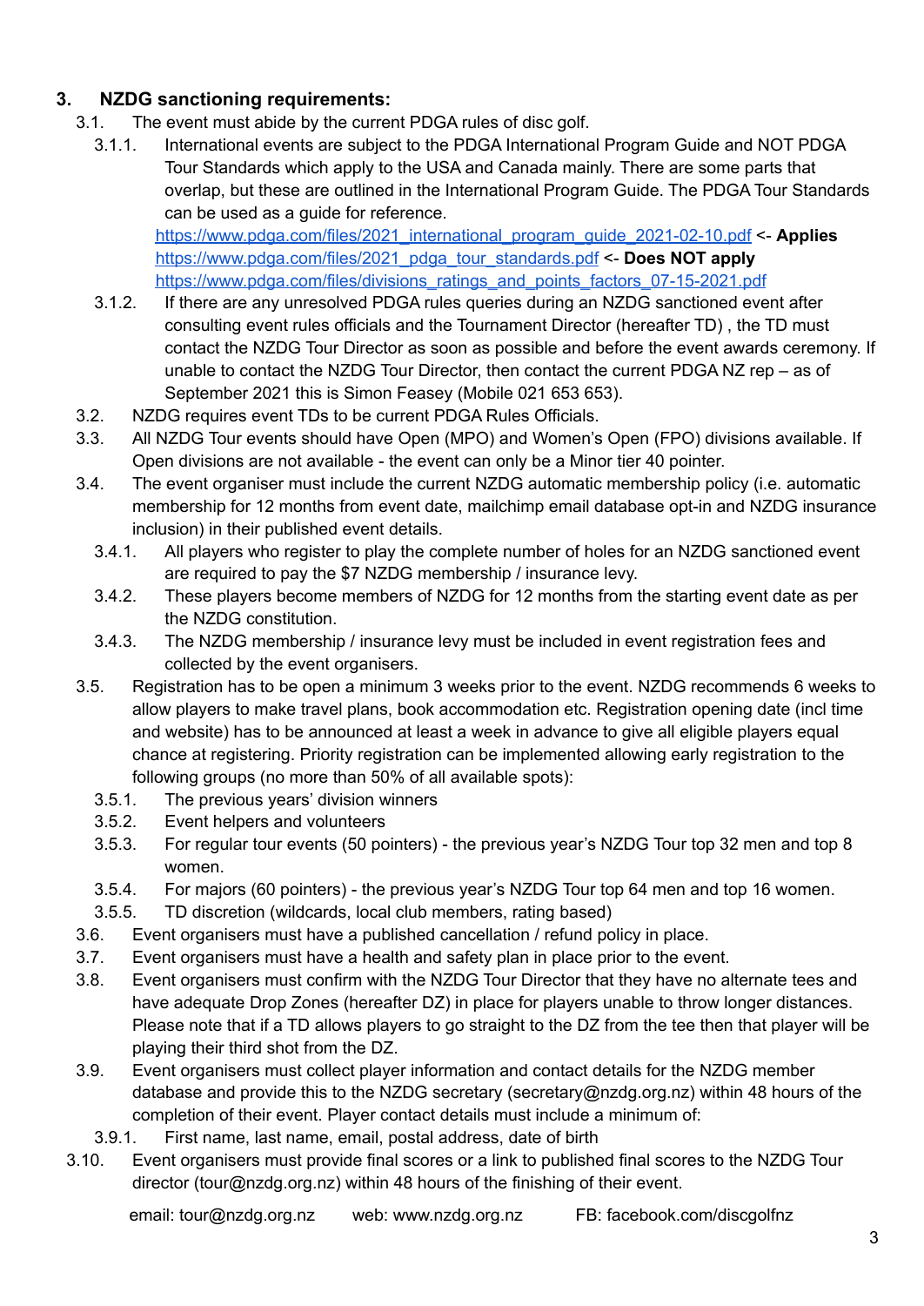### 3. NZDG sanctioning requirements:

- 3.1. The event must abide by the current PDGA rules of disc golf.
  - 3.1.1. International events are subject to the PDGA International Program Guide and NOT PDGA Tour Standards which apply to the USA and Canada mainly. There are some parts that overlap, but these are outlined in the International Program Guide. The PDGA Tour Standards can be used as a guide for reference.
    https://www.pdga.com/files/2021_international_program_guide_2021-02-10.pdf <- **Applies**
    https://www.pdga.com/files/2021_pdga_tour_standards.pdf <- **Does NOT apply**
    https://www.pdga.com/files/divisions_ratings_and_points_factors_07-15-2021.pdf
  - 3.1.2. If there are any unresolved PDGA rules queries during an NZDG sanctioned event after consulting event rules officials and the Tournament Director (hereafter TD) , the TD must contact the NZDG Tour Director as soon as possible and before the event awards ceremony. If unable to contact the NZDG Tour Director, then contact the current PDGA NZ rep – as of September 2021 this is Simon Feasey (Mobile 021 653 653).
- 3.2. NZDG requires event TDs to be current PDGA Rules Officials.
- 3.3. All NZDG Tour events should have Open (MPO) and Women's Open (FPO) divisions available. If Open divisions are not available - the event can only be a Minor tier 40 pointer.
- 3.4. The event organiser must include the current NZDG automatic membership policy (i.e. automatic membership for 12 months from event date, mailchimp email database opt-in and NZDG insurance inclusion) in their published event details.
  - 3.4.1. All players who register to play the complete number of holes for an NZDG sanctioned event are required to pay the $7 NZDG membership / insurance levy.
  - 3.4.2. These players become members of NZDG for 12 months from the starting event date as per the NZDG constitution.
  - 3.4.3. The NZDG membership / insurance levy must be included in event registration fees and collected by the event organisers.
- 3.5. Registration has to be open a minimum 3 weeks prior to the event. NZDG recommends 6 weeks to allow players to make travel plans, book accommodation etc. Registration opening date (incl time and website) has to be announced at least a week in advance to give all eligible players equal chance at registering. Priority registration can be implemented allowing early registration to the following groups (no more than 50% of all available spots):
  - 3.5.1. The previous years' division winners
  - 3.5.2. Event helpers and volunteers
  - 3.5.3. For regular tour events (50 pointers) - the previous year's NZDG Tour top 32 men and top 8 women.
  - 3.5.4. For majors (60 pointers) - the previous year's NZDG Tour top 64 men and top 16 women.
  - 3.5.5. TD discretion (wildcards, local club members, rating based)
- 3.6. Event organisers must have a published cancellation / refund policy in place.
- 3.7. Event organisers must have a health and safety plan in place prior to the event.
- 3.8. Event organisers must confirm with the NZDG Tour Director that they have no alternate tees and have adequate Drop Zones (hereafter DZ) in place for players unable to throw longer distances. Please note that if a TD allows players to go straight to the DZ from the tee then that player will be playing their third shot from the DZ.
- 3.9. Event organisers must collect player information and contact details for the NZDG member database and provide this to the NZDG secretary (secretary@nzdg.org.nz) within 48 hours of the completion of their event. Player contact details must include a minimum of:
  - 3.9.1. First name, last name, email, postal address, date of birth
- 3.10. Event organisers must provide final scores or a link to published final scores to the NZDG Tour director (tour@nzdg.org.nz) within 48 hours of the finishing of their event.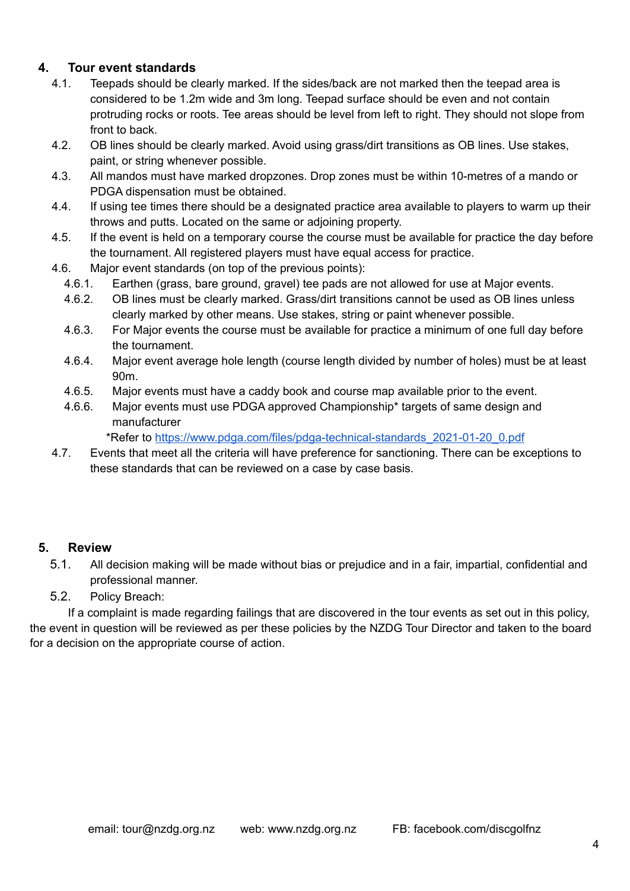## 4. Tour event standards

4.1. Teepads should be clearly marked. If the sides/back are not marked then the teepad area is considered to be 1.2m wide and 3m long. Teepad surface should be even and not contain protruding rocks or roots. Tee areas should be level from left to right. They should not slope from front to back.

4.2. OB lines should be clearly marked. Avoid using grass/dirt transitions as OB lines. Use stakes, paint, or string whenever possible.

4.3. All mandos must have marked dropzones. Drop zones must be within 10-metres of a mando or PDGA dispensation must be obtained.

4.4. If using tee times there should be a designated practice area available to players to warm up their throws and putts. Located on the same or adjoining property.

4.5. If the event is held on a temporary course the course must be available for practice the day before the tournament. All registered players must have equal access for practice.

4.6. Major event standards (on top of the previous points):

4.6.1. Earthen (grass, bare ground, gravel) tee pads are not allowed for use at Major events.

4.6.2. OB lines must be clearly marked. Grass/dirt transitions cannot be used as OB lines unless clearly marked by other means. Use stakes, string or paint whenever possible.

4.6.3. For Major events the course must be available for practice a minimum of one full day before the tournament.

4.6.4. Major event average hole length (course length divided by number of holes) must be at least 90m.

4.6.5. Major events must have a caddy book and course map available prior to the event.

4.6.6. Major events must use PDGA approved Championship* targets of same design and manufacturer

*Refer to [https://www.pdga.com/files/pdga-technical-standards_2021-01-20_0.pdf](https://www.pdga.com/files/pdga-technical-standards_2021-01-20_0.pdf)

4.7. Events that meet all the criteria will have preference for sanctioning. There can be exceptions to these standards that can be reviewed on a case by case basis.

## 5. Review

5.1. All decision making will be made without bias or prejudice and in a fair, impartial, confidential and professional manner.

5.2. Policy Breach:

If a complaint is made regarding failings that are discovered in the tour events as set out in this policy, the event in question will be reviewed as per these policies by the NZDG Tour Director and taken to the board for a decision on the appropriate course of action.

email: tour@nzdg.org.nz web: www.nzdg.org.nz FB: facebook.com/discgolfnz